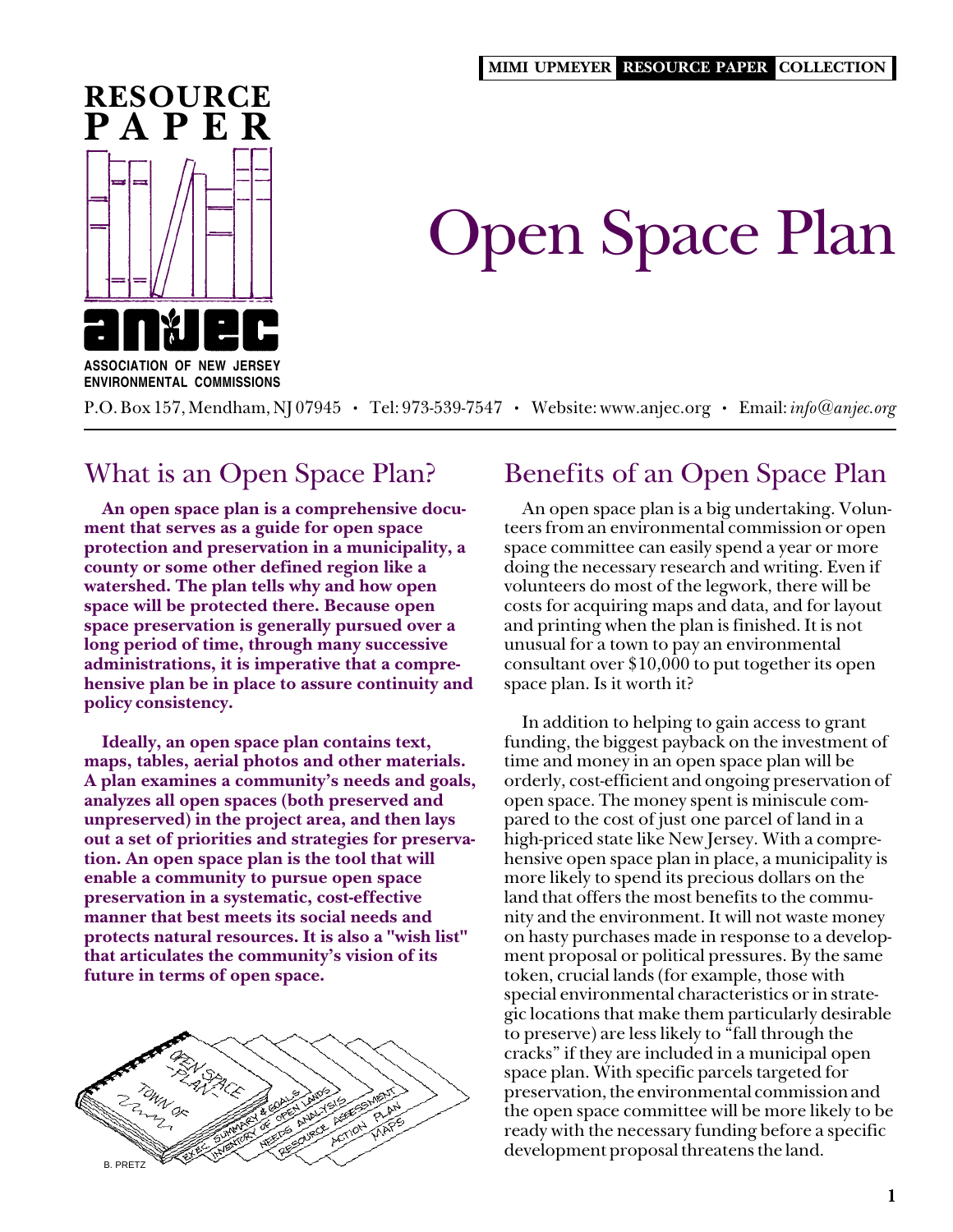MIMI UPMEYER **RESOURCE PAPER** COLLECTION

RESOURCE PAPER

ASSOCIATION OF NEW JERSEY ENVIRONMENTAL COMMISSIONS

# Open Space Plan

P.O. Box 157, Mendham, NJ 07945 • Tel: 973-539-7547 • Website: www.anjec.org • Email: *info@anjec.org*

## What is an Open Space Plan?

**An open space plan is a comprehensive document that serves as a guide for open space protection and preservation in a municipality, a county or some other defined region like a watershed. The plan tells why and how open space will be protected there. Because open space preservation is generally pursued over a long period of time, through many successive administrations, it is imperative that a comprehensive plan be in place to assure continuity and policy consistency.**

**Ideally, an open space plan contains text, maps, tables, aerial photos and other materials. A plan examines a community's needs and goals, analyzes all open spaces (both preserved and unpreserved) in the project area, and then lays out a set of priorities and strategies for preservation. An open space plan is the tool that will enable a community to pursue open space preservation in a systematic, cost-effective manner that best meets its social needs and protects natural resources. It is also a "wish list" that articulates the community's vision of its future in terms of open space.**

## Benefits of an Open Space Plan

An open space plan is a big undertaking. Volunteers from an environmental commission or open space committee can easily spend a year or more doing the necessary research and writing. Even if volunteers do most of the legwork, there will be costs for acquiring maps and data, and for layout and printing when the plan is finished. It is not unusual for a town to pay an environmental consultant over $10,000 to put together its open space plan. Is it worth it?

In addition to helping to gain access to grant funding, the biggest payback on the investment of time and money in an open space plan will be orderly, cost-efficient and ongoing preservation of open space. The money spent is miniscule compared to the cost of just one parcel of land in a high-priced state like New Jersey. With a comprehensive open space plan in place, a municipality is more likely to spend its precious dollars on the land that offers the most benefits to the community and the environment. It will not waste money on hasty purchases made in response to a development proposal or political pressures. By the same token, crucial lands (for example, those with special environmental characteristics or in strategic locations that make them particularly desirable to preserve) are less likely to "fall through the cracks" if they are included in a municipal open space plan. With specific parcels targeted for preservation, the environmental commission and the open space committee will be more likely to be ready with the necessary funding before a specific development proposal threatens the land.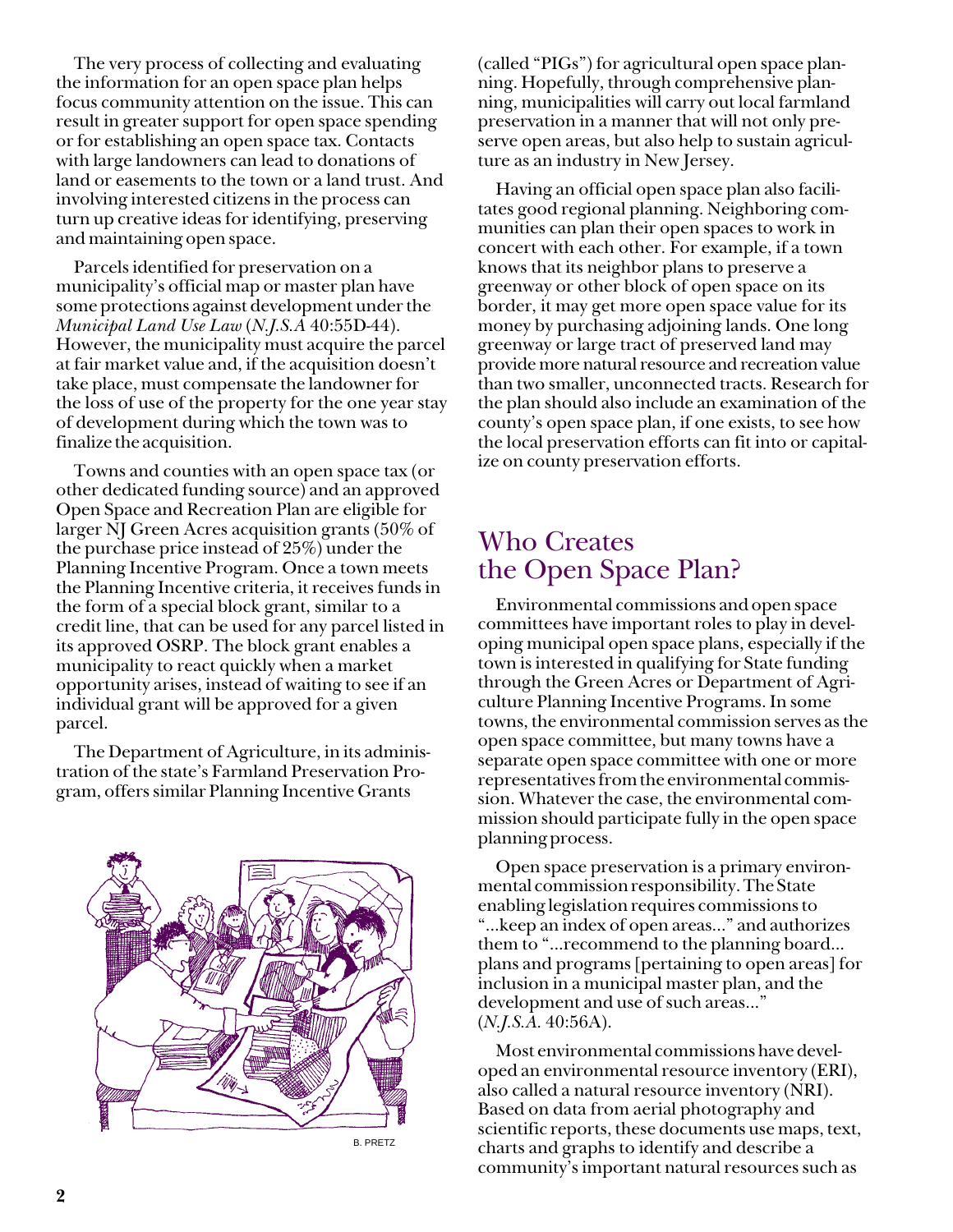The very process of collecting and evaluating the information for an open space plan helps focus community attention on the issue. This can result in greater support for open space spending or for establishing an open space tax. Contacts with large landowners can lead to donations of land or easements to the town or a land trust. And involving interested citizens in the process can turn up creative ideas for identifying, preserving and maintaining open space.

Parcels identified for preservation on a municipality's official map or master plan have some protections against development under the *Municipal Land Use Law* (*N.J.S.A* 40:55D-44). However, the municipality must acquire the parcel at fair market value and, if the acquisition doesn't take place, must compensate the landowner for the loss of use of the property for the one year stay of development during which the town was to finalize the acquisition.

Towns and counties with an open space tax (or other dedicated funding source) and an approved Open Space and Recreation Plan are eligible for larger NJ Green Acres acquisition grants (50% of the purchase price instead of 25%) under the Planning Incentive Program. Once a town meets the Planning Incentive criteria, it receives funds in the form of a special block grant, similar to a credit line, that can be used for any parcel listed in its approved OSRP. The block grant enables a municipality to react quickly when a market opportunity arises, instead of waiting to see if an individual grant will be approved for a given parcel.

The Department of Agriculture, in its administration of the state's Farmland Preservation Program, offers similar Planning Incentive Grants (called "PIGs") for agricultural open space planning. Hopefully, through comprehensive planning, municipalities will carry out local farmland preservation in a manner that will not only preserve open areas, but also help to sustain agriculture as an industry in New Jersey.

B. PRETZ

Having an official open space plan also facilitates good regional planning. Neighboring communities can plan their open spaces to work in concert with each other. For example, if a town knows that its neighbor plans to preserve a greenway or other block of open space on its border, it may get more open space value for its money by purchasing adjoining lands. One long greenway or large tract of preserved land may provide more natural resource and recreation value than two smaller, unconnected tracts. Research for the plan should also include an examination of the county's open space plan, if one exists, to see how the local preservation efforts can fit into or capitalize on county preservation efforts.

## Who Creates the Open Space Plan?

Environmental commissions and open space committees have important roles to play in developing municipal open space plans, especially if the town is interested in qualifying for State funding through the Green Acres or Department of Agriculture Planning Incentive Programs. In some towns, the environmental commission serves as the open space committee, but many towns have a separate open space committee with one or more representatives from the environmental commission. Whatever the case, the environmental commission should participate fully in the open space planning process.

Open space preservation is a primary environmental commission responsibility. The State enabling legislation requires commissions to "...keep an index of open areas..." and authorizes them to "...recommend to the planning board... plans and programs [pertaining to open areas] for inclusion in a municipal master plan, and the development and use of such areas..." (*N.J.S.A.* 40:56A).

Most environmental commissions have developed an environmental resource inventory (ERI), also called a natural resource inventory (NRI). Based on data from aerial photography and scientific reports, these documents use maps, text, charts and graphs to identify and describe a community's important natural resources such as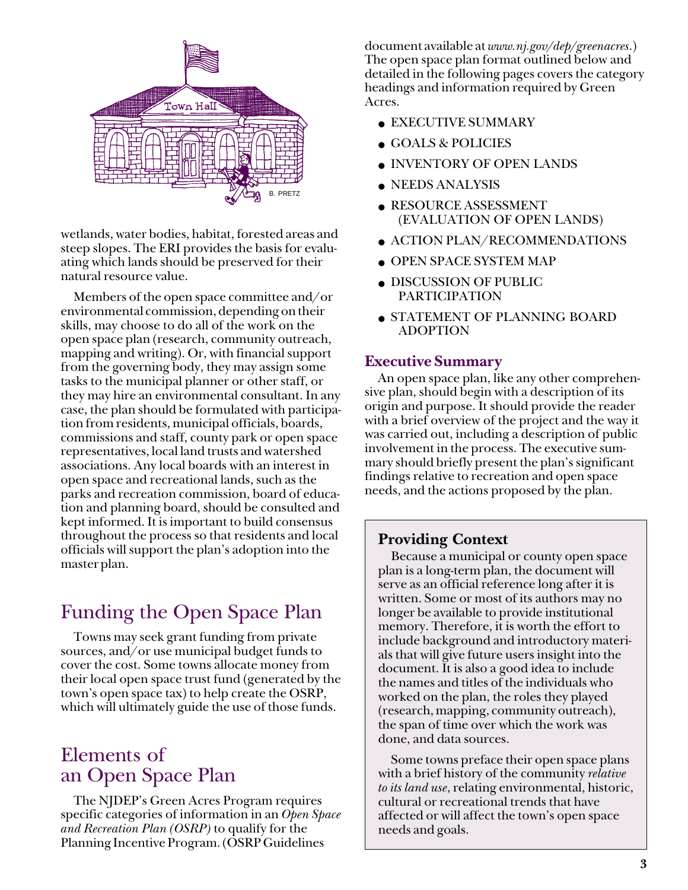wetlands, water bodies, habitat, forested areas and steep slopes. The ERI provides the basis for evaluating which lands should be preserved for their natural resource value.

Members of the open space committee and/or environmental commission, depending on their skills, may choose to do all of the work on the open space plan (research, community outreach, mapping and writing). Or, with financial support from the governing body, they may assign some tasks to the municipal planner or other staff, or they may hire an environmental consultant. In any case, the plan should be formulated with participation from residents, municipal officials, boards, commissions and staff, county park or open space representatives, local land trusts and watershed associations. Any local boards with an interest in open space and recreational lands, such as the parks and recreation commission, board of education and planning board, should be consulted and kept informed. It is important to build consensus throughout the process so that residents and local officials will support the plan's adoption into the master plan.

## Funding the Open Space Plan

Towns may seek grant funding from private sources, and/or use municipal budget funds to cover the cost. Some towns allocate money from their local open space trust fund (generated by the town's open space tax) to help create the OSRP, which will ultimately guide the use of those funds.

## Elements of an Open Space Plan

The NJDEP's Green Acres Program requires specific categories of information in an *Open Space and Recreation Plan (OSRP)* to qualify for the Planning Incentive Program. (OSRP Guidelines document available at *www.nj.gov/dep/greenacres*.) The open space plan format outlined below and detailed in the following pages covers the category headings and information required by Green Acres.

- EXECUTIVE SUMMARY
- GOALS & POLICIES
- INVENTORY OF OPEN LANDS
- NEEDS ANALYSIS
- RESOURCE ASSESSMENT (EVALUATION OF OPEN LANDS)
- ACTION PLAN/RECOMMENDATIONS
- OPEN SPACE SYSTEM MAP
- DISCUSSION OF PUBLIC PARTICIPATION
- STATEMENT OF PLANNING BOARD ADOPTION

### Executive Summary

An open space plan, like any other comprehensive plan, should begin with a description of its origin and purpose. It should provide the reader with a brief overview of the project and the way it was carried out, including a description of public involvement in the process. The executive summary should briefly present the plan's significant findings relative to recreation and open space needs, and the actions proposed by the plan.

### Providing Context

Because a municipal or county open space plan is a long-term plan, the document will serve as an official reference long after it is written. Some or most of its authors may no longer be available to provide institutional memory. Therefore, it is worth the effort to include background and introductory materials that will give future users insight into the document. It is also a good idea to include the names and titles of the individuals who worked on the plan, the roles they played (research, mapping, community outreach), the span of time over which the work was done, and data sources.

Some towns preface their open space plans with a brief history of the community *relative to its land use*, relating environmental, historic, cultural or recreational trends that have affected or will affect the town's open space needs and goals.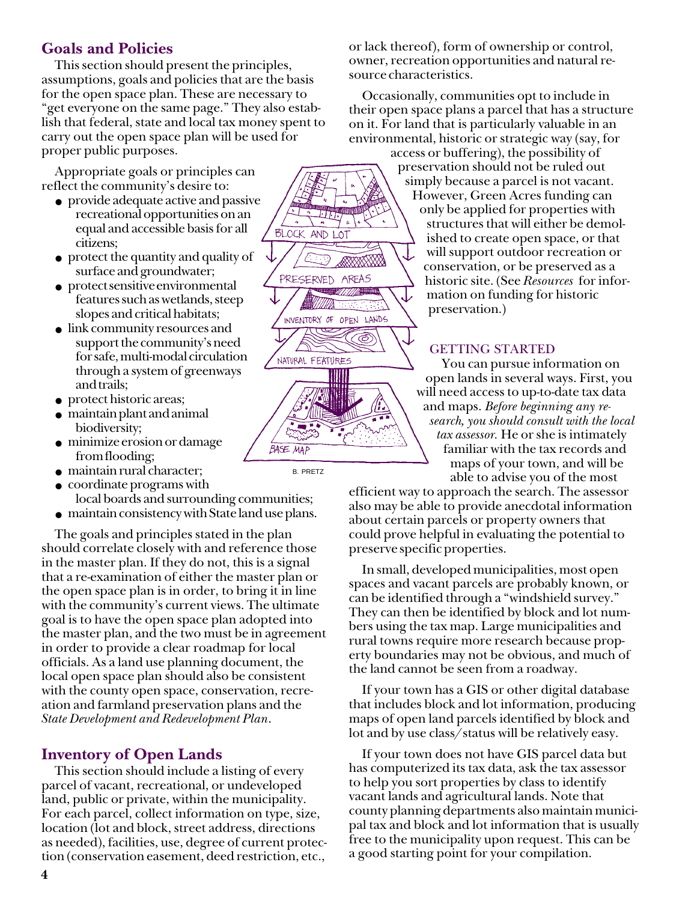## Goals and Policies

This section should present the principles, assumptions, goals and policies that are the basis for the open space plan. These are necessary to "get everyone on the same page." They also establish that federal, state and local tax money spent to carry out the open space plan will be used for proper public purposes.

Appropriate goals or principles can reflect the community's desire to:

- provide adequate active and passive recreational opportunities on an equal and accessible basis for all citizens;
- protect the quantity and quality of surface and groundwater;
- protect sensitive environmental features such as wetlands, steep slopes and critical habitats;
- link community resources and support the community's need for safe, multi-modal circulation through a system of greenways and trails;
- protect historic areas;
- maintain plant and animal biodiversity;
- minimize erosion or damage from flooding;
- maintain rural character;
- coordinate programs with local boards and surrounding communities;
- maintain consistency with State land use plans.

The goals and principles stated in the plan should correlate closely with and reference those in the master plan. If they do not, this is a signal that a re-examination of either the master plan or the open space plan is in order, to bring it in line with the community's current views. The ultimate goal is to have the open space plan adopted into the master plan, and the two must be in agreement in order to provide a clear roadmap for local officials. As a land use planning document, the local open space plan should also be consistent with the county open space, conservation, recreation and farmland preservation plans and the *State Development and Redevelopment Plan*.

## Inventory of Open Lands

This section should include a listing of every parcel of vacant, recreational, or undeveloped land, public or private, within the municipality. For each parcel, collect information on type, size, location (lot and block, street address, directions as needed), facilities, use, degree of current protection (conservation easement, deed restriction, etc., or lack thereof), form of ownership or control, owner, recreation opportunities and natural resource characteristics.

Occasionally, communities opt to include in their open space plans a parcel that has a structure on it. For land that is particularly valuable in an environmental, historic or strategic way (say, for access or buffering), the possibility of preservation should not be ruled out simply because a parcel is not vacant. However, Green Acres funding can only be applied for properties with structures that will either be demolished to create open space, or that will support outdoor recreation or conservation, or be preserved as a historic site. (See *Resources* for information on funding for historic preservation.)

BLOCK AND LOT
PRESERVED AREAS
INVENTORY OF OPEN LANDS
NATURAL FEATURES
BASE MAP

B. PRETZ

### GETTING STARTED

You can pursue information on open lands in several ways. First, you will need access to up-to-date tax data and maps. *Before beginning any research, you should consult with the local tax assessor.* He or she is intimately familiar with the tax records and maps of your town, and will be able to advise you of the most efficient way to approach the search. The assessor also may be able to provide anecdotal information about certain parcels or property owners that could prove helpful in evaluating the potential to preserve specific properties.

In small, developed municipalities, most open spaces and vacant parcels are probably known, or can be identified through a "windshield survey." They can then be identified by block and lot numbers using the tax map. Large municipalities and rural towns require more research because property boundaries may not be obvious, and much of the land cannot be seen from a roadway.

If your town has a GIS or other digital database that includes block and lot information, producing maps of open land parcels identified by block and lot and by use class/status will be relatively easy.

If your town does not have GIS parcel data but has computerized its tax data, ask the tax assessor to help you sort properties by class to identify vacant lands and agricultural lands. Note that county planning departments also maintain municipal tax and block and lot information that is usually free to the municipality upon request. This can be a good starting point for your compilation.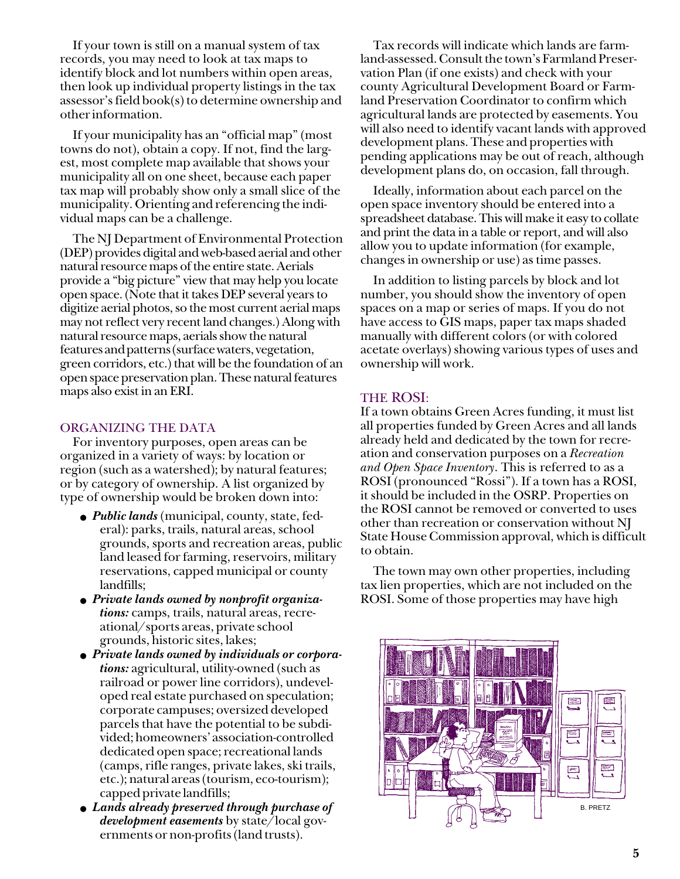If your town is still on a manual system of tax records, you may need to look at tax maps to identify block and lot numbers within open areas, then look up individual property listings in the tax assessor's field book(s) to determine ownership and other information.

If your municipality has an "official map" (most towns do not), obtain a copy. If not, find the largest, most complete map available that shows your municipality all on one sheet, because each paper tax map will probably show only a small slice of the municipality. Orienting and referencing the individual maps can be a challenge.

The NJ Department of Environmental Protection (DEP) provides digital and web-based aerial and other natural resource maps of the entire state. Aerials provide a "big picture" view that may help you locate open space. (Note that it takes DEP several years to digitize aerial photos, so the most current aerial maps may not reflect very recent land changes.) Along with natural resource maps, aerials show the natural features and patterns (surface waters, vegetation, green corridors, etc.) that will be the foundation of an open space preservation plan. These natural features maps also exist in an ERI.

## ORGANIZING THE DATA

For inventory purposes, open areas can be organized in a variety of ways: by location or region (such as a watershed); by natural features; or by category of ownership. A list organized by type of ownership would be broken down into:

- ***Public lands*** (municipal, county, state, federal): parks, trails, natural areas, school grounds, sports and recreation areas, public land leased for farming, reservoirs, military reservations, capped municipal or county landfills;
- ***Private lands owned by nonprofit organizations:*** camps, trails, natural areas, recreational/sports areas, private school grounds, historic sites, lakes;
- ***Private lands owned by individuals or corporations:*** agricultural, utility-owned (such as railroad or power line corridors), undeveloped real estate purchased on speculation; corporate campuses; oversized developed parcels that have the potential to be subdivided; homeowners' association-controlled dedicated open space; recreational lands (camps, rifle ranges, private lakes, ski trails, etc.); natural areas (tourism, eco-tourism); capped private landfills;
- ***Lands already preserved through purchase of development easements*** by state/local governments or non-profits (land trusts).

Tax records will indicate which lands are farmland-assessed. Consult the town's Farmland Preservation Plan (if one exists) and check with your county Agricultural Development Board or Farmland Preservation Coordinator to confirm which agricultural lands are protected by easements. You will also need to identify vacant lands with approved development plans. These and properties with pending applications may be out of reach, although development plans do, on occasion, fall through.

Ideally, information about each parcel on the open space inventory should be entered into a spreadsheet database. This will make it easy to collate and print the data in a table or report, and will also allow you to update information (for example, changes in ownership or use) as time passes.

In addition to listing parcels by block and lot number, you should show the inventory of open spaces on a map or series of maps. If you do not have access to GIS maps, paper tax maps shaded manually with different colors (or with colored acetate overlays) showing various types of uses and ownership will work.

## THE ROSI:

If a town obtains Green Acres funding, it must list all properties funded by Green Acres and all lands already held and dedicated by the town for recreation and conservation purposes on a *Recreation and Open Space Inventory*. This is referred to as a ROSI (pronounced "Rossi"). If a town has a ROSI, it should be included in the OSRP. Properties on the ROSI cannot be removed or converted to uses other than recreation or conservation without NJ State House Commission approval, which is difficult to obtain.

The town may own other properties, including tax lien properties, which are not included on the ROSI. Some of those properties may have high

B. PRETZ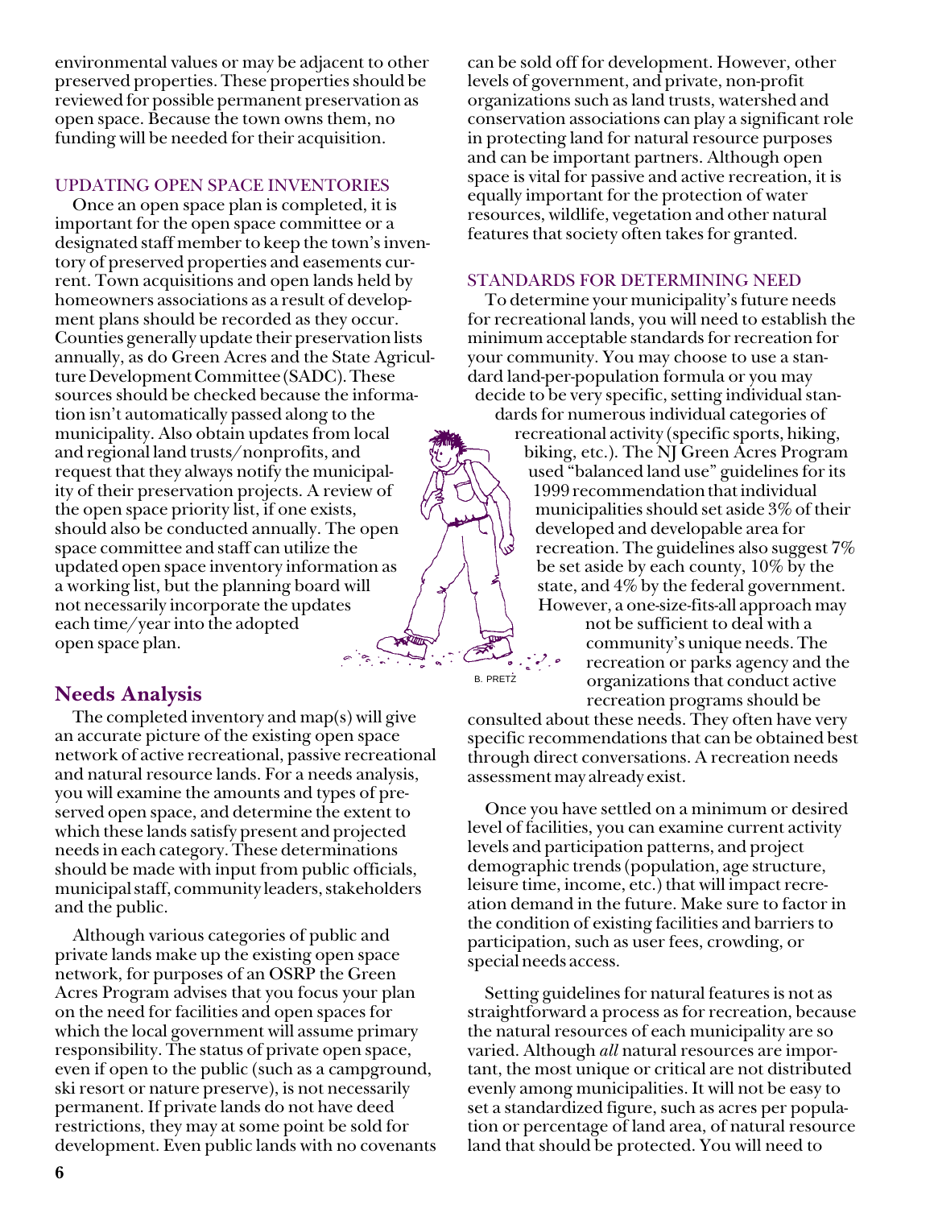environmental values or may be adjacent to other preserved properties. These properties should be reviewed for possible permanent preservation as open space. Because the town owns them, no funding will be needed for their acquisition.

### UPDATING OPEN SPACE INVENTORIES

Once an open space plan is completed, it is important for the open space committee or a designated staff member to keep the town's inventory of preserved properties and easements current. Town acquisitions and open lands held by homeowners associations as a result of development plans should be recorded as they occur. Counties generally update their preservation lists annually, as do Green Acres and the State Agriculture Development Committee (SADC). These sources should be checked because the information isn't automatically passed along to the municipality. Also obtain updates from local and regional land trusts/nonprofits, and request that they always notify the municipality of their preservation projects. A review of the open space priority list, if one exists, should also be conducted annually. The open space committee and staff can utilize the updated open space inventory information as a working list, but the planning board will not necessarily incorporate the updates each time/year into the adopted open space plan.

## Needs Analysis

The completed inventory and map(s) will give an accurate picture of the existing open space network of active recreational, passive recreational and natural resource lands. For a needs analysis, you will examine the amounts and types of preserved open space, and determine the extent to which these lands satisfy present and projected needs in each category. These determinations should be made with input from public officials, municipal staff, community leaders, stakeholders and the public.

Although various categories of public and private lands make up the existing open space network, for purposes of an OSRP the Green Acres Program advises that you focus your plan on the need for facilities and open spaces for which the local government will assume primary responsibility. The status of private open space, even if open to the public (such as a campground, ski resort or nature preserve), is not necessarily permanent. If private lands do not have deed restrictions, they may at some point be sold for development. Even public lands with no covenants can be sold off for development. However, other levels of government, and private, non-profit organizations such as land trusts, watershed and conservation associations can play a significant role in protecting land for natural resource purposes and can be important partners. Although open space is vital for passive and active recreation, it is equally important for the protection of water resources, wildlife, vegetation and other natural features that society often takes for granted.

### STANDARDS FOR DETERMINING NEED

To determine your municipality's future needs for recreational lands, you will need to establish the minimum acceptable standards for recreation for your community. You may choose to use a standard land-per-population formula or you may decide to be very specific, setting individual standards for numerous individual categories of recreational activity (specific sports, hiking, biking, etc.). The NJ Green Acres Program used "balanced land use" guidelines for its 1999 recommendation that individual municipalities should set aside 3% of their developed and developable area for recreation. The guidelines also suggest 7% be set aside by each county, 10% by the state, and 4% by the federal government. However, a one-size-fits-all approach may not be sufficient to deal with a community's unique needs. The recreation or parks agency and the organizations that conduct active recreation programs should be consulted about these needs. They often have very specific recommendations that can be obtained best through direct conversations. A recreation needs assessment may already exist.

Once you have settled on a minimum or desired level of facilities, you can examine current activity levels and participation patterns, and project demographic trends (population, age structure, leisure time, income, etc.) that will impact recreation demand in the future. Make sure to factor in the condition of existing facilities and barriers to participation, such as user fees, crowding, or special needs access.

Setting guidelines for natural features is not as straightforward a process as for recreation, because the natural resources of each municipality are so varied. Although *all* natural resources are important, the most unique or critical are not distributed evenly among municipalities. It will not be easy to set a standardized figure, such as acres per population or percentage of land area, of natural resource land that should be protected. You will need to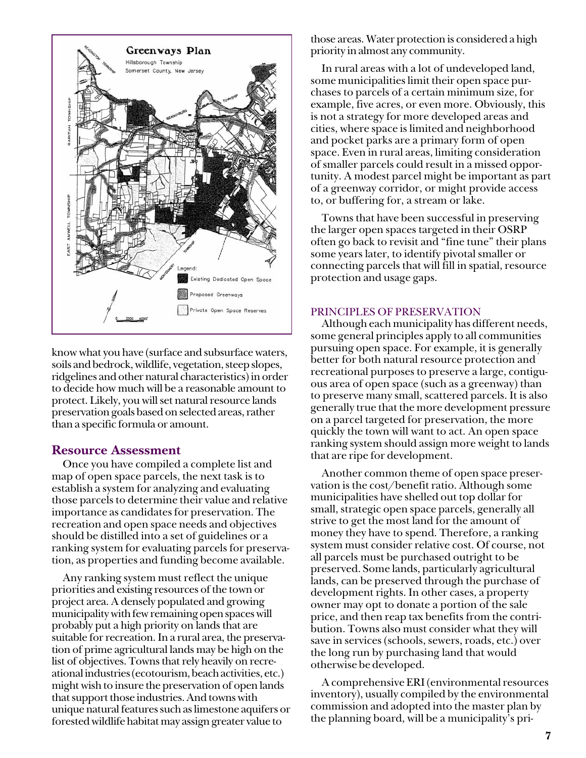know what you have (surface and subsurface waters, soils and bedrock, wildlife, vegetation, steep slopes, ridgelines and other natural characteristics) in order to decide how much will be a reasonable amount to protect. Likely, you will set natural resource lands preservation goals based on selected areas, rather than a specific formula or amount.

## Resource Assessment

Once you have compiled a complete list and map of open space parcels, the next task is to establish a system for analyzing and evaluating those parcels to determine their value and relative importance as candidates for preservation. The recreation and open space needs and objectives should be distilled into a set of guidelines or a ranking system for evaluating parcels for preservation, as properties and funding become available.

Any ranking system must reflect the unique priorities and existing resources of the town or project area. A densely populated and growing municipality with few remaining open spaces will probably put a high priority on lands that are suitable for recreation. In a rural area, the preservation of prime agricultural lands may be high on the list of objectives. Towns that rely heavily on recreational industries (ecotourism, beach activities, etc.) might wish to insure the preservation of open lands that support those industries. And towns with unique natural features such as limestone aquifers or forested wildlife habitat may assign greater value to those areas. Water protection is considered a high priority in almost any community.

In rural areas with a lot of undeveloped land, some municipalities limit their open space purchases to parcels of a certain minimum size, for example, five acres, or even more. Obviously, this is not a strategy for more developed areas and cities, where space is limited and neighborhood and pocket parks are a primary form of open space. Even in rural areas, limiting consideration of smaller parcels could result in a missed opportunity. A modest parcel might be important as part of a greenway corridor, or might provide access to, or buffering for, a stream or lake.

Towns that have been successful in preserving the larger open spaces targeted in their OSRP often go back to revisit and "fine tune" their plans some years later, to identify pivotal smaller or connecting parcels that will fill in spatial, resource protection and usage gaps.

### PRINCIPLES OF PRESERVATION

Although each municipality has different needs, some general principles apply to all communities pursuing open space. For example, it is generally better for both natural resource protection and recreational purposes to preserve a large, contiguous area of open space (such as a greenway) than to preserve many small, scattered parcels. It is also generally true that the more development pressure on a parcel targeted for preservation, the more quickly the town will want to act. An open space ranking system should assign more weight to lands that are ripe for development.

Another common theme of open space preservation is the cost/benefit ratio. Although some municipalities have shelled out top dollar for small, strategic open space parcels, generally all strive to get the most land for the amount of money they have to spend. Therefore, a ranking system must consider relative cost. Of course, not all parcels must be purchased outright to be preserved. Some lands, particularly agricultural lands, can be preserved through the purchase of development rights. In other cases, a property owner may opt to donate a portion of the sale price, and then reap tax benefits from the contribution. Towns also must consider what they will save in services (schools, sewers, roads, etc.) over the long run by purchasing land that would otherwise be developed.

A comprehensive ERI (environmental resources inventory), usually compiled by the environmental commission and adopted into the master plan by the planning board, will be a municipality's pri-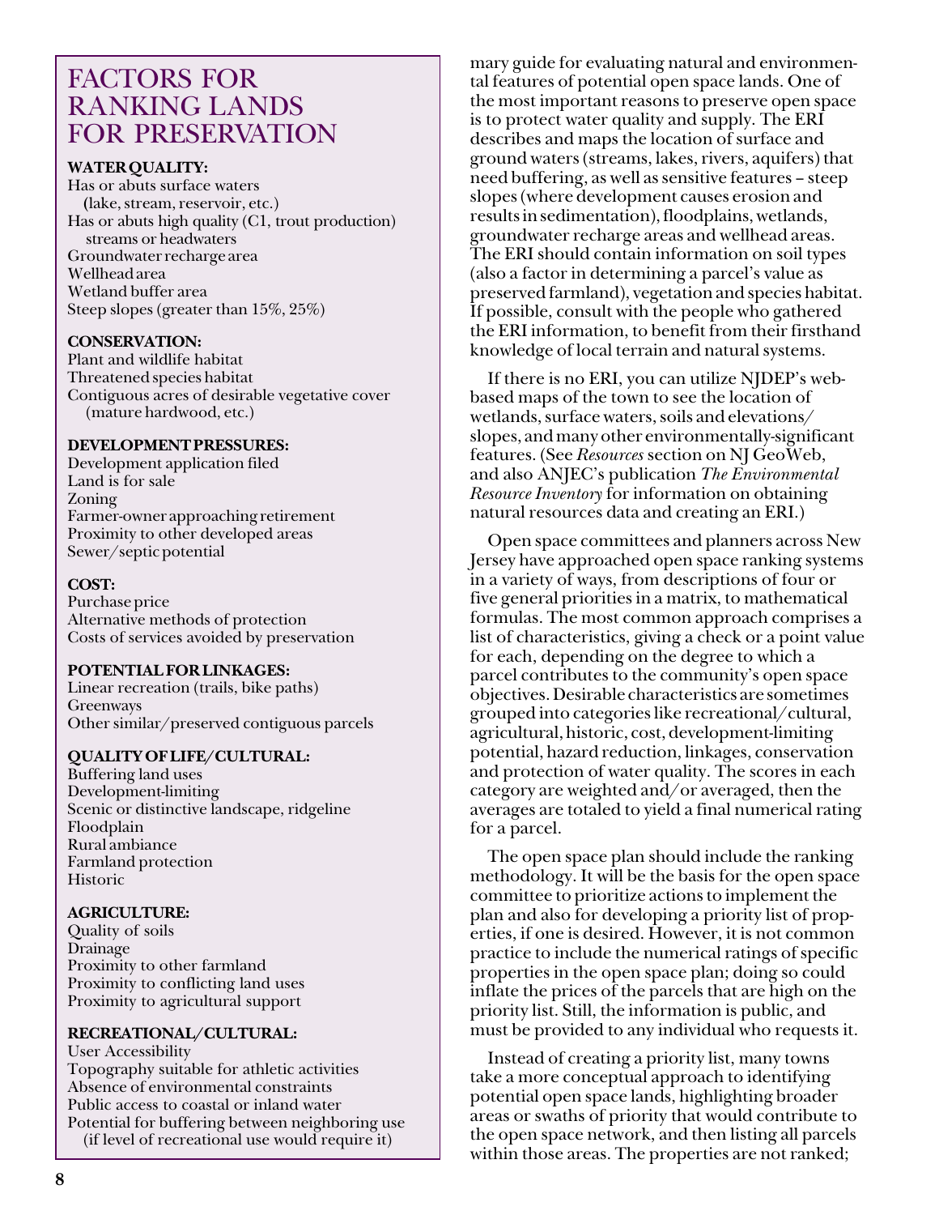## FACTORS FOR RANKING LANDS FOR PRESERVATION

**WATER QUALITY:**

Has or abuts surface waters (lake, stream, reservoir, etc.)
Has or abuts high quality (C1, trout production) streams or headwaters
Groundwater recharge area
Wellhead area
Wetland buffer area
Steep slopes (greater than 15%, 25%)

**CONSERVATION:**

Plant and wildlife habitat
Threatened species habitat
Contiguous acres of desirable vegetative cover (mature hardwood, etc.)

**DEVELOPMENT PRESSURES:**

Development application filed
Land is for sale
Zoning
Farmer-owner approaching retirement
Proximity to other developed areas
Sewer/septic potential

**COST:**

Purchase price
Alternative methods of protection
Costs of services avoided by preservation

**POTENTIAL FOR LINKAGES:**

Linear recreation (trails, bike paths)
Greenways
Other similar/preserved contiguous parcels

**QUALITY OF LIFE/CULTURAL:**

Buffering land uses
Development-limiting
Scenic or distinctive landscape, ridgeline
Floodplain
Rural ambiance
Farmland protection
Historic

**AGRICULTURE:**

Quality of soils
Drainage
Proximity to other farmland
Proximity to conflicting land uses
Proximity to agricultural support

**RECREATIONAL/CULTURAL:**

User Accessibility
Topography suitable for athletic activities
Absence of environmental constraints
Public access to coastal or inland water
Potential for buffering between neighboring use (if level of recreational use would require it)

mary guide for evaluating natural and environmental features of potential open space lands. One of the most important reasons to preserve open space is to protect water quality and supply. The ERI describes and maps the location of surface and ground waters (streams, lakes, rivers, aquifers) that need buffering, as well as sensitive features – steep slopes (where development causes erosion and results in sedimentation), floodplains, wetlands, groundwater recharge areas and wellhead areas. The ERI should contain information on soil types (also a factor in determining a parcel's value as preserved farmland), vegetation and species habitat. If possible, consult with the people who gathered the ERI information, to benefit from their firsthand knowledge of local terrain and natural systems.

If there is no ERI, you can utilize NJDEP's web-based maps of the town to see the location of wetlands, surface waters, soils and elevations/slopes, and many other environmentally-significant features. (See *Resources* section on NJ GeoWeb, and also ANJEC's publication *The Environmental Resource Inventory* for information on obtaining natural resources data and creating an ERI.)

Open space committees and planners across New Jersey have approached open space ranking systems in a variety of ways, from descriptions of four or five general priorities in a matrix, to mathematical formulas. The most common approach comprises a list of characteristics, giving a check or a point value for each, depending on the degree to which a parcel contributes to the community's open space objectives. Desirable characteristics are sometimes grouped into categories like recreational/cultural, agricultural, historic, cost, development-limiting potential, hazard reduction, linkages, conservation and protection of water quality. The scores in each category are weighted and/or averaged, then the averages are totaled to yield a final numerical rating for a parcel.

The open space plan should include the ranking methodology. It will be the basis for the open space committee to prioritize actions to implement the plan and also for developing a priority list of properties, if one is desired. However, it is not common practice to include the numerical ratings of specific properties in the open space plan; doing so could inflate the prices of the parcels that are high on the priority list. Still, the information is public, and must be provided to any individual who requests it.

Instead of creating a priority list, many towns take a more conceptual approach to identifying potential open space lands, highlighting broader areas or swaths of priority that would contribute to the open space network, and then listing all parcels within those areas. The properties are not ranked;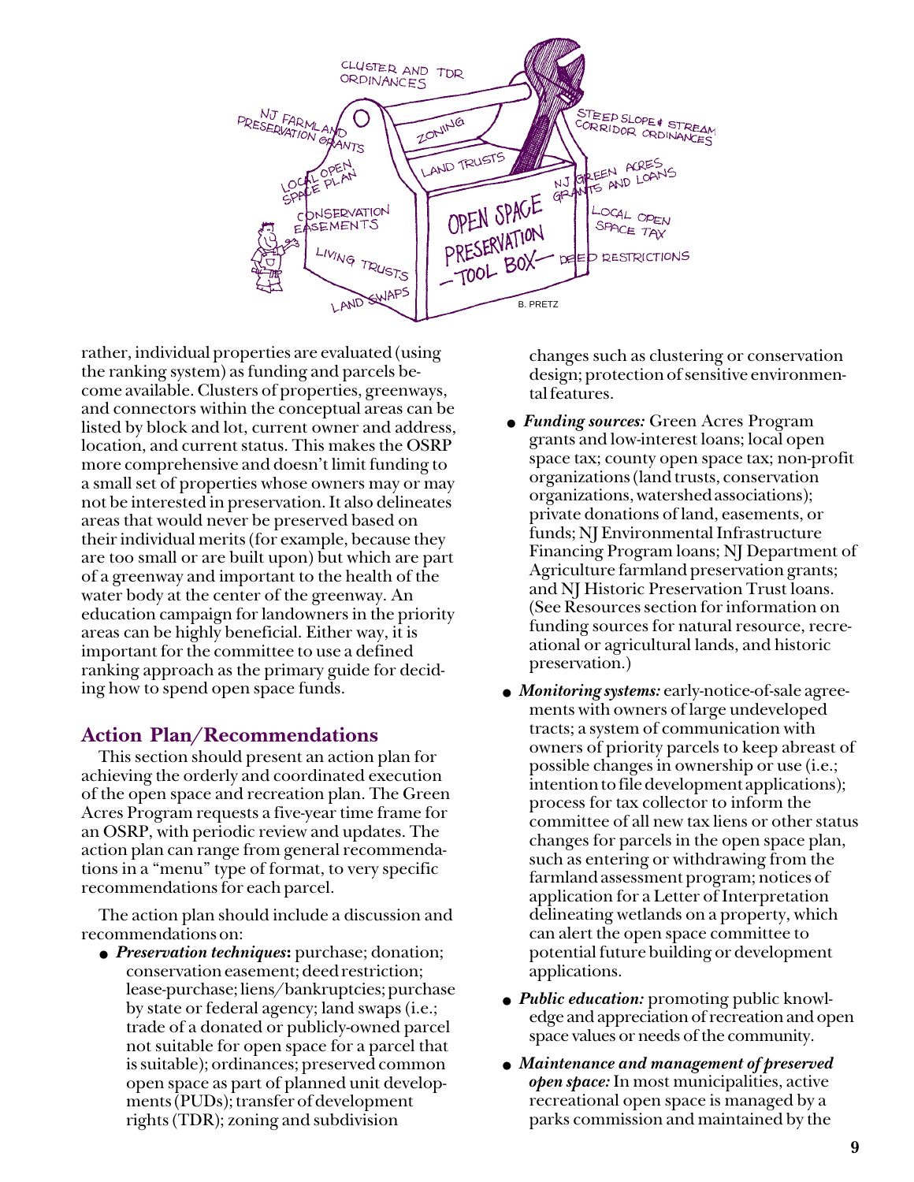rather, individual properties are evaluated (using the ranking system) as funding and parcels become available. Clusters of properties, greenways, and connectors within the conceptual areas can be listed by block and lot, current owner and address, location, and current status. This makes the OSRP more comprehensive and doesn't limit funding to a small set of properties whose owners may or may not be interested in preservation. It also delineates areas that would never be preserved based on their individual merits (for example, because they are too small or are built upon) but which are part of a greenway and important to the health of the water body at the center of the greenway. An education campaign for landowners in the priority areas can be highly beneficial. Either way, it is important for the committee to use a defined ranking approach as the primary guide for deciding how to spend open space funds.

## Action Plan/Recommendations

This section should present an action plan for achieving the orderly and coordinated execution of the open space and recreation plan. The Green Acres Program requests a five-year time frame for an OSRP, with periodic review and updates. The action plan can range from general recommendations in a "menu" type of format, to very specific recommendations for each parcel.

The action plan should include a discussion and recommendations on:

- ***Preservation techniques*:** purchase; donation; conservation easement; deed restriction; lease-purchase; liens/bankruptcies; purchase by state or federal agency; land swaps (i.e.; trade of a donated or publicly-owned parcel not suitable for open space for a parcel that is suitable); ordinances; preserved common open space as part of planned unit developments (PUDs); transfer of development rights (TDR); zoning and subdivision changes such as clustering or conservation design; protection of sensitive environmental features.
- ***Funding sources:*** Green Acres Program grants and low-interest loans; local open space tax; county open space tax; non-profit organizations (land trusts, conservation organizations, watershed associations); private donations of land, easements, or funds; NJ Environmental Infrastructure Financing Program loans; NJ Department of Agriculture farmland preservation grants; and NJ Historic Preservation Trust loans. (See Resources section for information on funding sources for natural resource, recreational or agricultural lands, and historic preservation.)
- ***Monitoring systems:*** early-notice-of-sale agreements with owners of large undeveloped tracts; a system of communication with owners of priority parcels to keep abreast of possible changes in ownership or use (i.e.; intention to file development applications); process for tax collector to inform the committee of all new tax liens or other status changes for parcels in the open space plan, such as entering or withdrawing from the farmland assessment program; notices of application for a Letter of Interpretation delineating wetlands on a property, which can alert the open space committee to potential future building or development applications.
- ***Public education:*** promoting public knowledge and appreciation of recreation and open space values or needs of the community.
- ***Maintenance and management of preserved open space:*** In most municipalities, active recreational open space is managed by a parks commission and maintained by the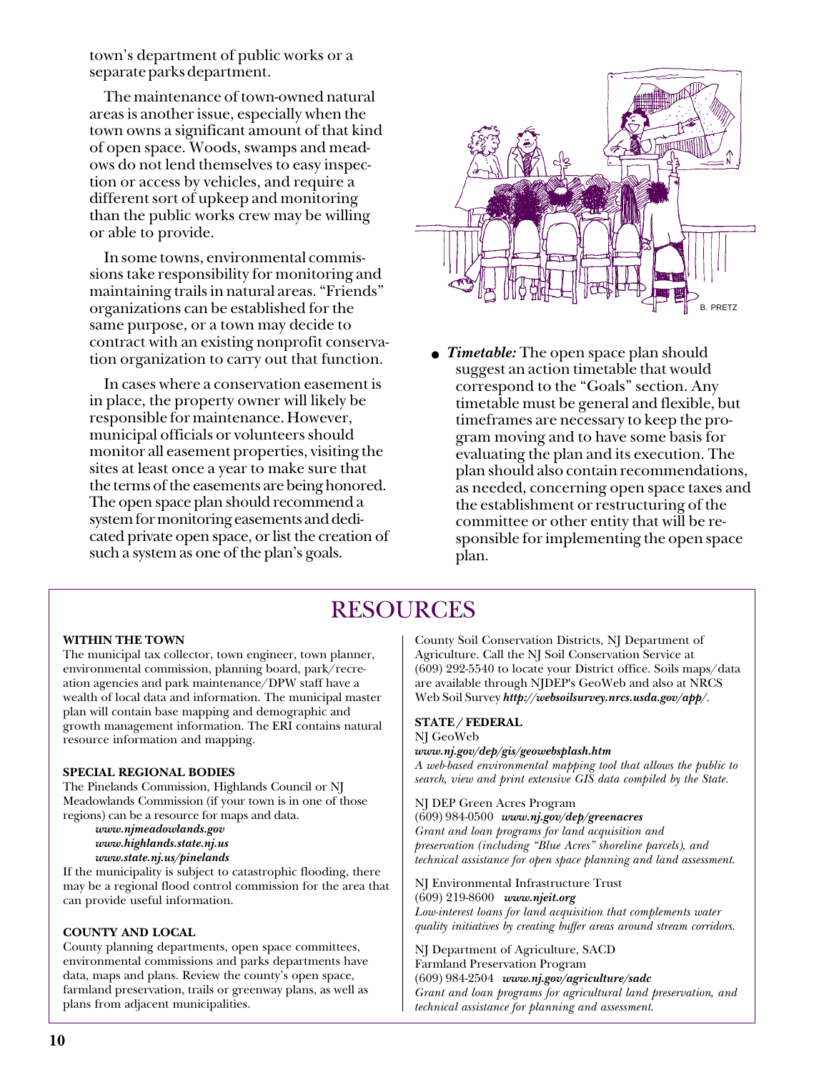town's department of public works or a separate parks department.

The maintenance of town-owned natural areas is another issue, especially when the town owns a significant amount of that kind of open space. Woods, swamps and meadows do not lend themselves to easy inspection or access by vehicles, and require a different sort of upkeep and monitoring than the public works crew may be willing or able to provide.

In some towns, environmental commissions take responsibility for monitoring and maintaining trails in natural areas. "Friends" organizations can be established for the same purpose, or a town may decide to contract with an existing nonprofit conservation organization to carry out that function.

In cases where a conservation easement is in place, the property owner will likely be responsible for maintenance. However, municipal officials or volunteers should monitor all easement properties, visiting the sites at least once a year to make sure that the terms of the easements are being honored. The open space plan should recommend a system for monitoring easements and dedicated private open space, or list the creation of such a system as one of the plan's goals.

- ***Timetable:*** The open space plan should suggest an action timetable that would correspond to the "Goals" section. Any timetable must be general and flexible, but timeframes are necessary to keep the program moving and to have some basis for evaluating the plan and its execution. The plan should also contain recommendations, as needed, concerning open space taxes and the establishment or restructuring of the committee or other entity that will be responsible for implementing the open space plan.

## RESOURCES

**WITHIN THE TOWN**

The municipal tax collector, town engineer, town planner, environmental commission, planning board, park/recreation agencies and park maintenance/DPW staff have a wealth of local data and information. The municipal master plan will contain base mapping and demographic and growth management information. The ERI contains natural resource information and mapping.

**SPECIAL REGIONAL BODIES**

The Pinelands Commission, Highlands Council or NJ Meadowlands Commission (if your town is in one of those regions) can be a resource for maps and data.

***www.njmeadowlands.gov***
***www.highlands.state.nj.us***
***www.state.nj.us/pinelands***

If the municipality is subject to catastrophic flooding, there may be a regional flood control commission for the area that can provide useful information.

**COUNTY AND LOCAL**

County planning departments, open space committees, environmental commissions and parks departments have data, maps and plans. Review the county's open space, farmland preservation, trails or greenway plans, as well as plans from adjacent municipalities.

County Soil Conservation Districts, NJ Department of Agriculture. Call the NJ Soil Conservation Service at (609) 292-5540 to locate your District office. Soils maps/data are available through NJDEP's GeoWeb and also at NRCS Web Soil Survey ***http://websoilsurvey.nrcs.usda.gov/app/***.

**STATE / FEDERAL**

NJ GeoWeb
***www.nj.gov/dep/gis/geowebsplash.htm***
*A web-based environmental mapping tool that allows the public to search, view and print extensive GIS data compiled by the State.*

NJ DEP Green Acres Program
(609) 984-0500 ***www.nj.gov/dep/greenacres***
*Grant and loan programs for land acquisition and preservation (including "Blue Acres" shoreline parcels), and technical assistance for open space planning and land assessment.*

NJ Environmental Infrastructure Trust
(609) 219-8600 ***www.njeit.org***
*Low-interest loans for land acquisition that complements water quality initiatives by creating buffer areas around stream corridors.*

NJ Department of Agriculture, SACD
Farmland Preservation Program
(609) 984-2504 ***www.nj.gov/agriculture/sadc***
*Grant and loan programs for agricultural land preservation, and technical assistance for planning and assessment.*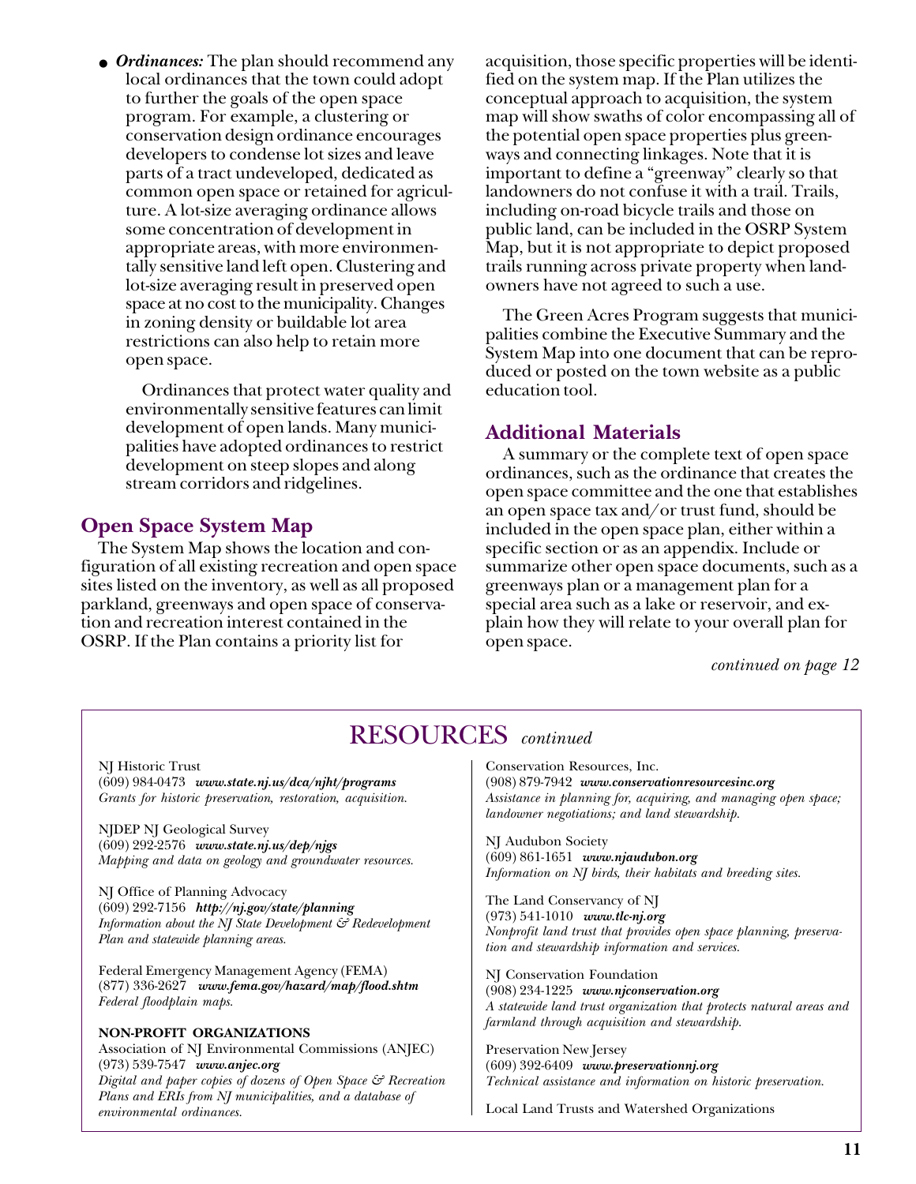- ***Ordinances:*** The plan should recommend any local ordinances that the town could adopt to further the goals of the open space program. For example, a clustering or conservation design ordinance encourages developers to condense lot sizes and leave parts of a tract undeveloped, dedicated as common open space or retained for agriculture. A lot-size averaging ordinance allows some concentration of development in appropriate areas, with more environmentally sensitive land left open. Clustering and lot-size averaging result in preserved open space at no cost to the municipality. Changes in zoning density or buildable lot area restrictions can also help to retain more open space.

  Ordinances that protect water quality and environmentally sensitive features can limit development of open lands. Many municipalities have adopted ordinances to restrict development on steep slopes and along stream corridors and ridgelines.

## Open Space System Map

The System Map shows the location and configuration of all existing recreation and open space sites listed on the inventory, as well as all proposed parkland, greenways and open space of conservation and recreation interest contained in the OSRP. If the Plan contains a priority list for acquisition, those specific properties will be identified on the system map. If the Plan utilizes the conceptual approach to acquisition, the system map will show swaths of color encompassing all of the potential open space properties plus greenways and connecting linkages. Note that it is important to define a "greenway" clearly so that landowners do not confuse it with a trail. Trails, including on-road bicycle trails and those on public land, can be included in the OSRP System Map, but it is not appropriate to depict proposed trails running across private property when landowners have not agreed to such a use.

The Green Acres Program suggests that municipalities combine the Executive Summary and the System Map into one document that can be reproduced or posted on the town website as a public education tool.

## Additional Materials

A summary or the complete text of open space ordinances, such as the ordinance that creates the open space committee and the one that establishes an open space tax and/or trust fund, should be included in the open space plan, either within a specific section or as an appendix. Include or summarize other open space documents, such as a greenways plan or a management plan for a special area such as a lake or reservoir, and explain how they will relate to your overall plan for open space.

*continued on page 12*

---

# RESOURCES *continued*

NJ Historic Trust
(609) 984-0473 ***www.state.nj.us/dca/njht/programs***
*Grants for historic preservation, restoration, acquisition.*

NJDEP NJ Geological Survey
(609) 292-2576 ***www.state.nj.us/dep/njgs***
*Mapping and data on geology and groundwater resources.*

NJ Office of Planning Advocacy
(609) 292-7156 ***http://nj.gov/state/planning***
*Information about the NJ State Development & Redevelopment Plan and statewide planning areas.*

Federal Emergency Management Agency (FEMA)
(877) 336-2627 ***www.fema.gov/hazard/map/flood.shtm***
*Federal floodplain maps.*

**NON-PROFIT ORGANIZATIONS**

Association of NJ Environmental Commissions (ANJEC)
(973) 539-7547 ***www.anjec.org***
*Digital and paper copies of dozens of Open Space & Recreation Plans and ERIs from NJ municipalities, and a database of environmental ordinances.*

Conservation Resources, Inc.
(908) 879-7942 ***www.conservationresourcesinc.org***
*Assistance in planning for, acquiring, and managing open space; landowner negotiations; and land stewardship.*

NJ Audubon Society
(609) 861-1651 ***www.njaudubon.org***
*Information on NJ birds, their habitats and breeding sites.*

The Land Conservancy of NJ
(973) 541-1010 ***www.tlc-nj.org***
*Nonprofit land trust that provides open space planning, preservation and stewardship information and services.*

NJ Conservation Foundation
(908) 234-1225 ***www.njconservation.org***
*A statewide land trust organization that protects natural areas and farmland through acquisition and stewardship.*

Preservation New Jersey
(609) 392-6409 ***www.preservationnj.org***
*Technical assistance and information on historic preservation.*

Local Land Trusts and Watershed Organizations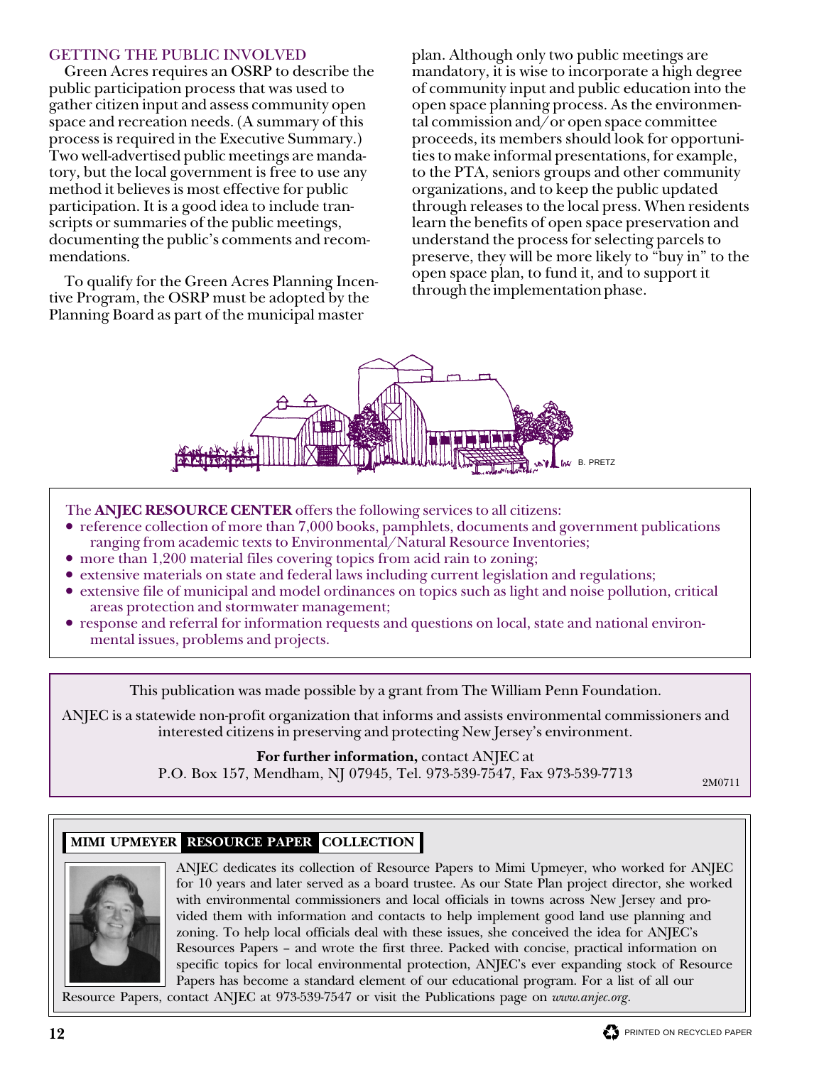## GETTING THE PUBLIC INVOLVED

Green Acres requires an OSRP to describe the public participation process that was used to gather citizen input and assess community open space and recreation needs. (A summary of this process is required in the Executive Summary.) Two well-advertised public meetings are mandatory, but the local government is free to use any method it believes is most effective for public participation. It is a good idea to include transcripts or summaries of the public meetings, documenting the public's comments and recommendations.

To qualify for the Green Acres Planning Incentive Program, the OSRP must be adopted by the Planning Board as part of the municipal master plan. Although only two public meetings are mandatory, it is wise to incorporate a high degree of community input and public education into the open space planning process. As the environmental commission and/or open space committee proceeds, its members should look for opportunities to make informal presentations, for example, to the PTA, seniors groups and other community organizations, and to keep the public updated through releases to the local press. When residents learn the benefits of open space preservation and understand the process for selecting parcels to preserve, they will be more likely to "buy in" to the open space plan, to fund it, and to support it through the implementation phase.

B. PRETZ

The **ANJEC RESOURCE CENTER** offers the following services to all citizens:

- reference collection of more than 7,000 books, pamphlets, documents and government publications ranging from academic texts to Environmental/Natural Resource Inventories;
- more than 1,200 material files covering topics from acid rain to zoning;
- extensive materials on state and federal laws including current legislation and regulations;
- extensive file of municipal and model ordinances on topics such as light and noise pollution, critical areas protection and stormwater management;
- response and referral for information requests and questions on local, state and national environmental issues, problems and projects.

This publication was made possible by a grant from The William Penn Foundation.

ANJEC is a statewide non-profit organization that informs and assists environmental commissioners and interested citizens in preserving and protecting New Jersey's environment.

**For further information,** contact ANJEC at
P.O. Box 157, Mendham, NJ 07945, Tel. 973-539-7547, Fax 973-539-7713

2M0711

**MIMI UPMEYER RESOURCE PAPER COLLECTION**

ANJEC dedicates its collection of Resource Papers to Mimi Upmeyer, who worked for ANJEC for 10 years and later served as a board trustee. As our State Plan project director, she worked with environmental commissioners and local officials in towns across New Jersey and provided them with information and contacts to help implement good land use planning and zoning. To help local officials deal with these issues, she conceived the idea for ANJEC's Resources Papers – and wrote the first three. Packed with concise, practical information on specific topics for local environmental protection, ANJEC's ever expanding stock of Resource Papers has become a standard element of our educational program. For a list of all our Resource Papers, contact ANJEC at 973-539-7547 or visit the Publications page on *www.anjec.org*.

PRINTED ON RECYCLED PAPER